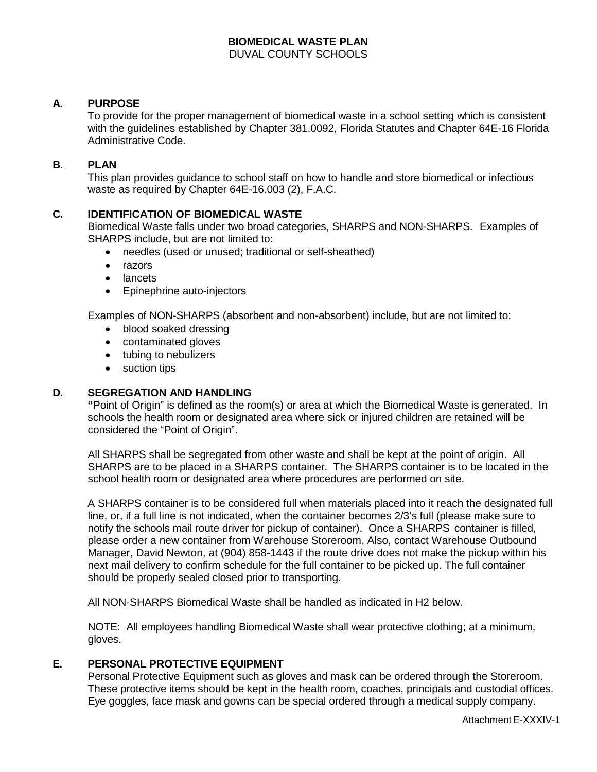# BIOMEDICAL WASTE PLAN

DUVAL COUNTY SCHOOLS

## A. PURPOSE

To provide for the proper management of biomedical waste in a school setting which is consistent with the guidelines established by Chapter 381.0092, Florida Statutes and Chapter 64E-16 Florida Administrative Code.

## B. PLAN

This plan provides guidance to school staff on how to handle and store biomedical or infectious waste as required by Chapter 64E-16.003 (2), F.A.C.

## C. IDENTIFICATION OF BIOMEDICAL WASTE

Biomedical Waste falls under two broad categories, SHARPS and NON-SHARPS. Examples of SHARPS include, but are not limited to:

- needles (used or unused; traditional or self-sheathed)
- razors
- lancets
- Epinephrine auto-injectors

Examples of NON-SHARPS (absorbent and non-absorbent) include, but are not limited to:

- blood soaked dressing
- contaminated gloves
- tubing to nebulizers
- suction tips

## D. SEGREGATION AND HANDLING

**"**Point of Origin" is defined as the room(s) or area at which the Biomedical Waste is generated. In schools the health room or designated area where sick or injured children are retained will be considered the "Point of Origin".

All SHARPS shall be segregated from other waste and shall be kept at the point of origin. All SHARPS are to be placed in a SHARPS container. The SHARPS container is to be located in the school health room or designated area where procedures are performed on site.

A SHARPS container is to be considered full when materials placed into it reach the designated full line, or, if a full line is not indicated, when the container becomes 2/3's full (please make sure to notify the schools mail route driver for pickup of container). Once a SHARPS container is filled, please order a new container from Warehouse Storeroom. Also, contact Warehouse Outbound Manager, David Newton, at (904) 858-1443 if the route drive does not make the pickup within his next mail delivery to confirm schedule for the full container to be picked up. The full container should be properly sealed closed prior to transporting.

All NON-SHARPS Biomedical Waste shall be handled as indicated in H2 below.

NOTE: All employees handling Biomedical Waste shall wear protective clothing; at a minimum, gloves.

## E. PERSONAL PROTECTIVE EQUIPMENT

Personal Protective Equipment such as gloves and mask can be ordered through the Storeroom. These protective items should be kept in the health room, coaches, principals and custodial offices. Eye goggles, face mask and gowns can be special ordered through a medical supply company.

Attachment E-XXXIV-1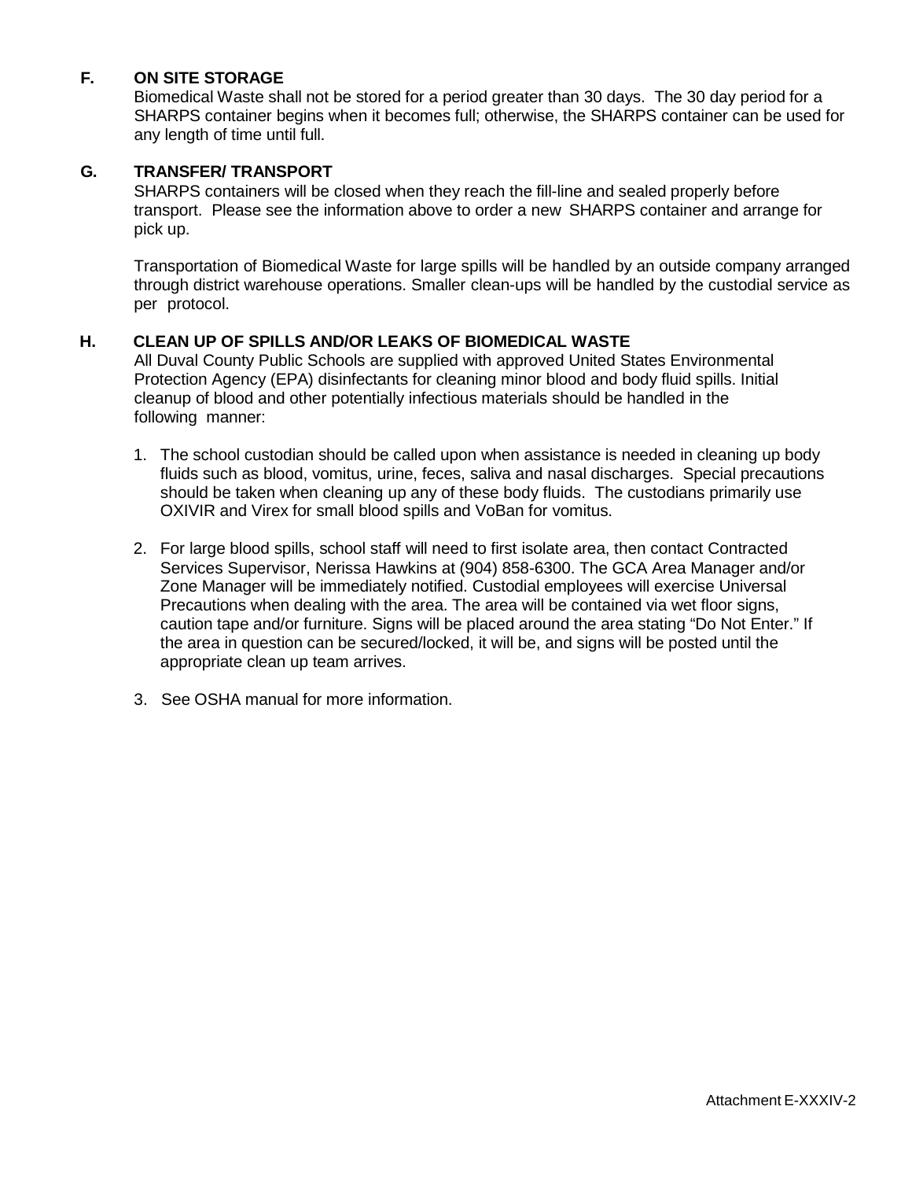### F. ON SITE STORAGE

Biomedical Waste shall not be stored for a period greater than 30 days. The 30 day period for a SHARPS container begins when it becomes full; otherwise, the SHARPS container can be used for any length of time until full.

### G. TRANSFER/ TRANSPORT

SHARPS containers will be closed when they reach the fill-line and sealed properly before transport. Please see the information above to order a new SHARPS container and arrange for pick up.

Transportation of Biomedical Waste for large spills will be handled by an outside company arranged through district warehouse operations. Smaller clean-ups will be handled by the custodial service as per protocol.

### H. CLEAN UP OF SPILLS AND/OR LEAKS OF BIOMEDICAL WASTE

All Duval County Public Schools are supplied with approved United States Environmental Protection Agency (EPA) disinfectants for cleaning minor blood and body fluid spills. Initial cleanup of blood and other potentially infectious materials should be handled in the following manner:

1. The school custodian should be called upon when assistance is needed in cleaning up body fluids such as blood, vomitus, urine, feces, saliva and nasal discharges. Special precautions should be taken when cleaning up any of these body fluids. The custodians primarily use OXIVIR and Virex for small blood spills and VoBan for vomitus.

2. For large blood spills, school staff will need to first isolate area, then contact Contracted Services Supervisor, Nerissa Hawkins at (904) 858-6300. The GCA Area Manager and/or Zone Manager will be immediately notified. Custodial employees will exercise Universal Precautions when dealing with the area. The area will be contained via wet floor signs, caution tape and/or furniture. Signs will be placed around the area stating "Do Not Enter." If the area in question can be secured/locked, it will be, and signs will be posted until the appropriate clean up team arrives.

3. See OSHA manual for more information.

Attachment E-XXXIV-2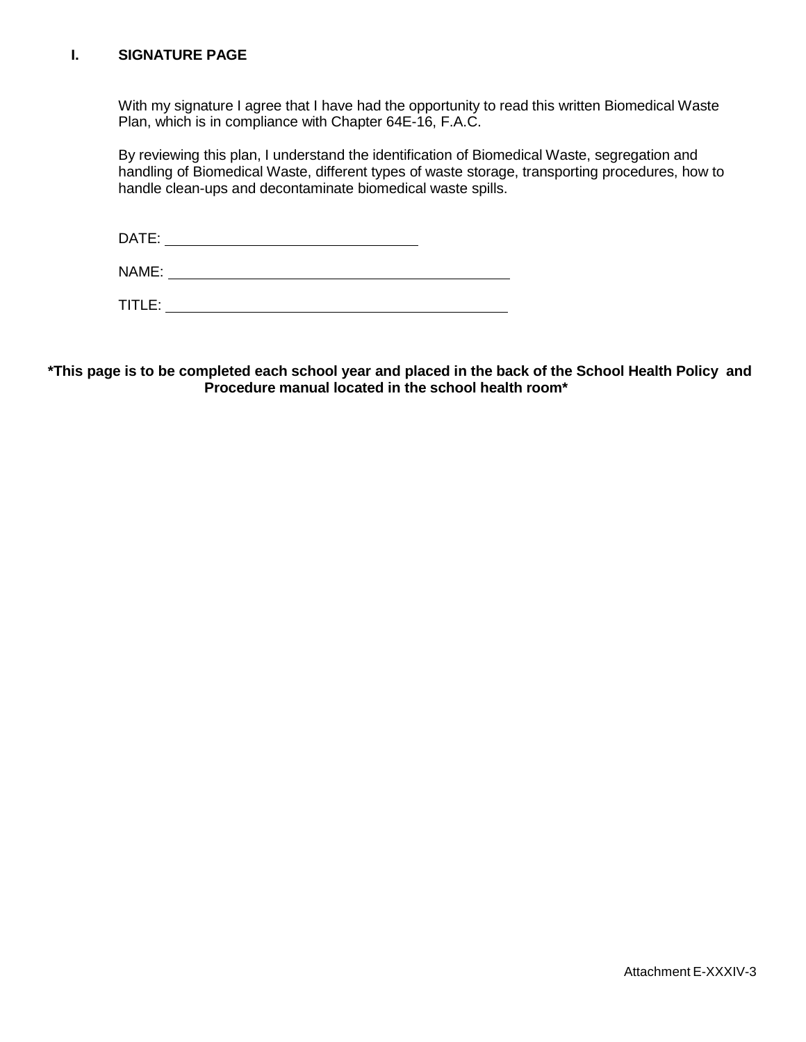## I. SIGNATURE PAGE

With my signature I agree that I have had the opportunity to read this written Biomedical Waste Plan, which is in compliance with Chapter 64E-16, F.A.C.

By reviewing this plan, I understand the identification of Biomedical Waste, segregation and handling of Biomedical Waste, different types of waste storage, transporting procedures, how to handle clean-ups and decontaminate biomedical waste spills.

DATE: ______________________________

NAME: ________________________________________

TITLE: ________________________________________

**\*This page is to be completed each school year and placed in the back of the School Health Policy and Procedure manual located in the school health room\***

Attachment E-XXXIV-3